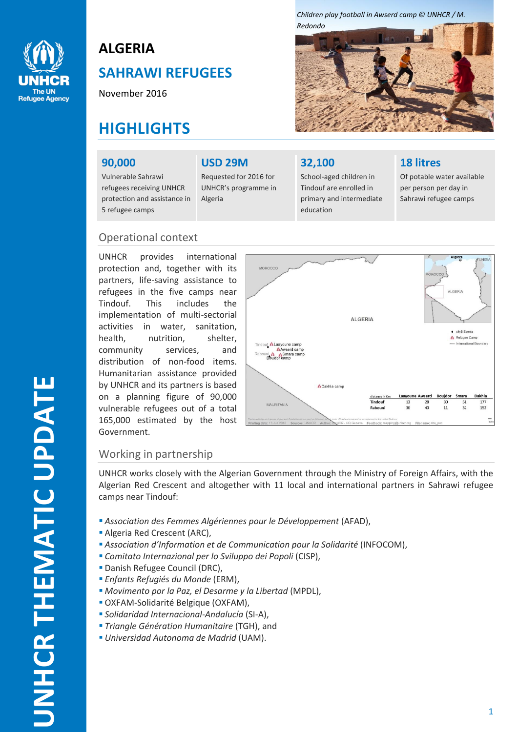# ALGERIA

## SAHRAWI REFUGEES

November 2016

*Children play football in Awserd camp © UNHCR / M. Redondo*

## HIGHLIGHTS

**90,000**
Vulnerable Sahrawi refugees receiving UNHCR protection and assistance in 5 refugee camps

**USD 29M**
Requested for 2016 for UNHCR's programme in Algeria

**32,100**
School-aged children in Tindouf are enrolled in primary and intermediate education

**18 litres**
Of potable water available per person per day in Sahrawi refugee camps

### Operational context

UNHCR provides international protection and, together with its partners, life-saving assistance to refugees in the five camps near Tindouf. This includes the implementation of multi-sectorial activities in water, sanitation, health, nutrition, shelter, community services, and distribution of non-food items. Humanitarian assistance provided by UNHCR and its partners is based on a planning figure of 90,000 vulnerable refugees out of a total 165,000 estimated by the host Government.

| distance in Km | Laayoune | Awserd | Boujdor | Smara | Dakhla |
|---|---|---|---|---|---|
| Tindouf | 13 | 28 | 30 | 51 | 177 |
| Rabouni | 36 | 40 | 11 | 32 | 152 |

### Working in partnership

UNHCR works closely with the Algerian Government through the Ministry of Foreign Affairs, with the Algerian Red Crescent and altogether with 11 local and international partners in Sahrawi refugee camps near Tindouf:

- *Association des Femmes Algériennes pour le Développement* (AFAD),
- Algeria Red Crescent (ARC),
- *Association d'Information et de Communication pour la Solidarité* (INFOCOM),
- *Comitato Internazional per lo Sviluppo dei Popoli* (CISP),
- Danish Refugee Council (DRC),
- *Enfants Refugiés du Monde* (ERM),
- *Movimento por la Paz, el Desarme y la Libertad* (MPDL),
- OXFAM-Solidarité Belgique (OXFAM),
- *Solidaridad Internacional-Andalucía* (SI-A),
- *Triangle Génération Humanitaire* (TGH), and
- *Universidad Autonoma de Madrid* (UAM).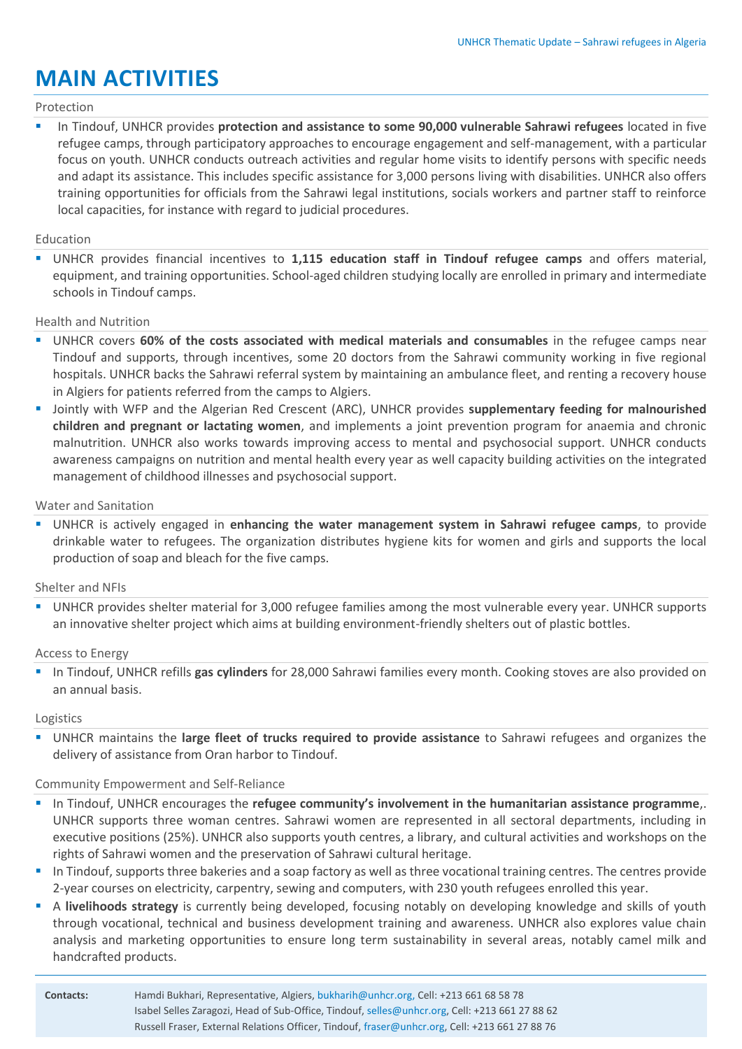# MAIN ACTIVITIES

Protection

- In Tindouf, UNHCR provides **protection and assistance to some 90,000 vulnerable Sahrawi refugees** located in five refugee camps, through participatory approaches to encourage engagement and self-management, with a particular focus on youth. UNHCR conducts outreach activities and regular home visits to identify persons with specific needs and adapt its assistance. This includes specific assistance for 3,000 persons living with disabilities. UNHCR also offers training opportunities for officials from the Sahrawi legal institutions, socials workers and partner staff to reinforce local capacities, for instance with regard to judicial procedures.

Education

- UNHCR provides financial incentives to **1,115 education staff in Tindouf refugee camps** and offers material, equipment, and training opportunities. School-aged children studying locally are enrolled in primary and intermediate schools in Tindouf camps.

Health and Nutrition

- UNHCR covers **60% of the costs associated with medical materials and consumables** in the refugee camps near Tindouf and supports, through incentives, some 20 doctors from the Sahrawi community working in five regional hospitals. UNHCR backs the Sahrawi referral system by maintaining an ambulance fleet, and renting a recovery house in Algiers for patients referred from the camps to Algiers.
- Jointly with WFP and the Algerian Red Crescent (ARC), UNHCR provides **supplementary feeding for malnourished children and pregnant or lactating women**, and implements a joint prevention program for anaemia and chronic malnutrition. UNHCR also works towards improving access to mental and psychosocial support. UNHCR conducts awareness campaigns on nutrition and mental health every year as well capacity building activities on the integrated management of childhood illnesses and psychosocial support.

Water and Sanitation

- UNHCR is actively engaged in **enhancing the water management system in Sahrawi refugee camps**, to provide drinkable water to refugees. The organization distributes hygiene kits for women and girls and supports the local production of soap and bleach for the five camps.

Shelter and NFIs

- UNHCR provides shelter material for 3,000 refugee families among the most vulnerable every year. UNHCR supports an innovative shelter project which aims at building environment-friendly shelters out of plastic bottles.

Access to Energy

- In Tindouf, UNHCR refills **gas cylinders** for 28,000 Sahrawi families every month. Cooking stoves are also provided on an annual basis.

Logistics

- UNHCR maintains the **large fleet of trucks required to provide assistance** to Sahrawi refugees and organizes the delivery of assistance from Oran harbor to Tindouf.

Community Empowerment and Self-Reliance

- In Tindouf, UNHCR encourages the **refugee community's involvement in the humanitarian assistance programme**,. UNHCR supports three woman centres. Sahrawi women are represented in all sectoral departments, including in executive positions (25%). UNHCR also supports youth centres, a library, and cultural activities and workshops on the rights of Sahrawi women and the preservation of Sahrawi cultural heritage.
- In Tindouf, supports three bakeries and a soap factory as well as three vocational training centres. The centres provide 2-year courses on electricity, carpentry, sewing and computers, with 230 youth refugees enrolled this year.
- A **livelihoods strategy** is currently being developed, focusing notably on developing knowledge and skills of youth through vocational, technical and business development training and awareness. UNHCR also explores value chain analysis and marketing opportunities to ensure long term sustainability in several areas, notably camel milk and handcrafted products.

**Contacts:**
Hamdi Bukhari, Representative, Algiers, bukharih@unhcr.org, Cell: +213 661 68 58 78
Isabel Selles Zaragozi, Head of Sub-Office, Tindouf, selles@unhcr.org, Cell: +213 661 27 88 62
Russell Fraser, External Relations Officer, Tindouf, fraser@unhcr.org, Cell: +213 661 27 88 76